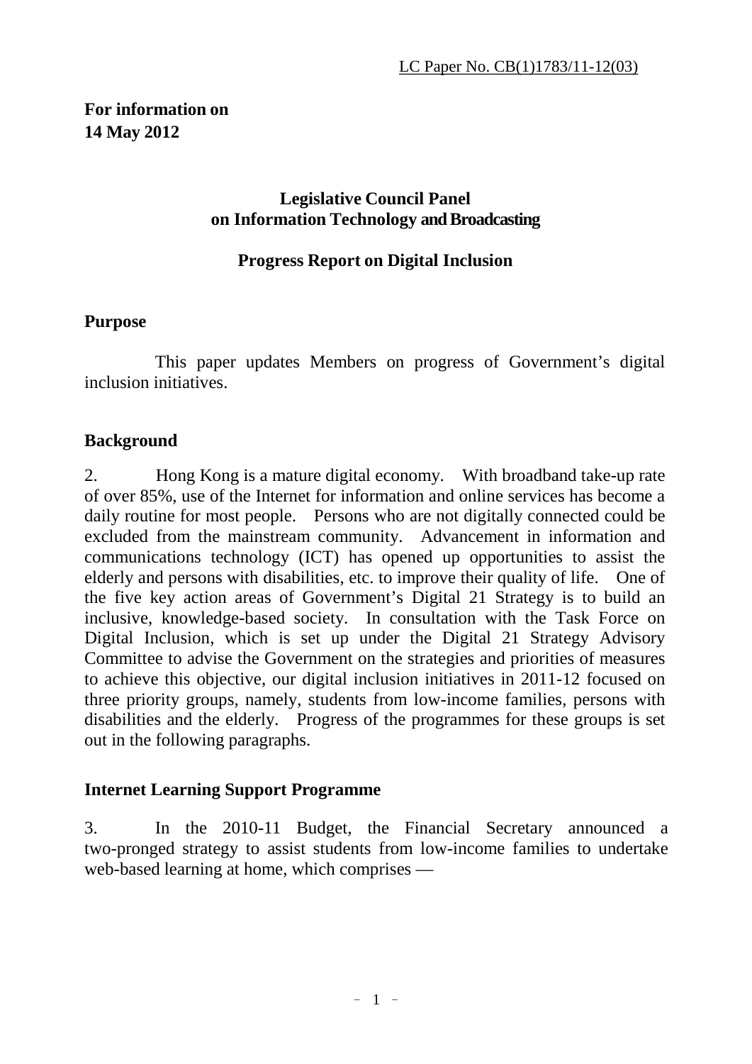LC Paper No. CB(1)1783/11-12(03)

**For information on**
**14 May 2012**

## Legislative Council Panel on Information Technology and Broadcasting

## Progress Report on Digital Inclusion

### Purpose

This paper updates Members on progress of Government's digital inclusion initiatives.

### Background

2. Hong Kong is a mature digital economy. With broadband take-up rate of over 85%, use of the Internet for information and online services has become a daily routine for most people. Persons who are not digitally connected could be excluded from the mainstream community. Advancement in information and communications technology (ICT) has opened up opportunities to assist the elderly and persons with disabilities, etc. to improve their quality of life. One of the five key action areas of Government's Digital 21 Strategy is to build an inclusive, knowledge-based society. In consultation with the Task Force on Digital Inclusion, which is set up under the Digital 21 Strategy Advisory Committee to advise the Government on the strategies and priorities of measures to achieve this objective, our digital inclusion initiatives in 2011-12 focused on three priority groups, namely, students from low-income families, persons with disabilities and the elderly. Progress of the programmes for these groups is set out in the following paragraphs.

### Internet Learning Support Programme

3. In the 2010-11 Budget, the Financial Secretary announced a two-pronged strategy to assist students from low-income families to undertake web-based learning at home, which comprises —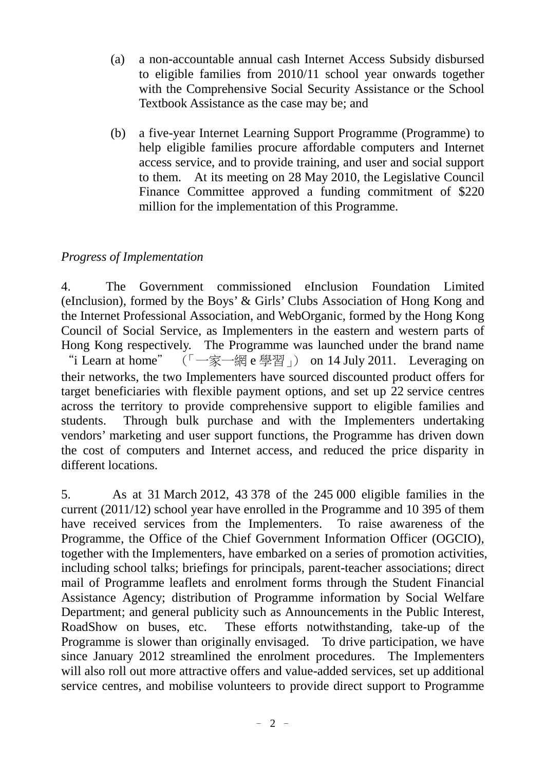(a) a non-accountable annual cash Internet Access Subsidy disbursed to eligible families from 2010/11 school year onwards together with the Comprehensive Social Security Assistance or the School Textbook Assistance as the case may be; and

(b) a five-year Internet Learning Support Programme (Programme) to help eligible families procure affordable computers and Internet access service, and to provide training, and user and social support to them. At its meeting on 28 May 2010, the Legislative Council Finance Committee approved a funding commitment of $220 million for the implementation of this Programme.

*Progress of Implementation*

4. The Government commissioned eInclusion Foundation Limited (eInclusion), formed by the Boys' & Girls' Clubs Association of Hong Kong and the Internet Professional Association, and WebOrganic, formed by the Hong Kong Council of Social Service, as Implementers in the eastern and western parts of Hong Kong respectively. The Programme was launched under the brand name "i Learn at home" (「一家一網 e 學習」) on 14 July 2011. Leveraging on their networks, the two Implementers have sourced discounted product offers for target beneficiaries with flexible payment options, and set up 22 service centres across the territory to provide comprehensive support to eligible families and students. Through bulk purchase and with the Implementers undertaking vendors' marketing and user support functions, the Programme has driven down the cost of computers and Internet access, and reduced the price disparity in different locations.

5. As at 31 March 2012, 43 378 of the 245 000 eligible families in the current (2011/12) school year have enrolled in the Programme and 10 395 of them have received services from the Implementers. To raise awareness of the Programme, the Office of the Chief Government Information Officer (OGCIO), together with the Implementers, have embarked on a series of promotion activities, including school talks; briefings for principals, parent-teacher associations; direct mail of Programme leaflets and enrolment forms through the Student Financial Assistance Agency; distribution of Programme information by Social Welfare Department; and general publicity such as Announcements in the Public Interest, RoadShow on buses, etc. These efforts notwithstanding, take-up of the Programme is slower than originally envisaged. To drive participation, we have since January 2012 streamlined the enrolment procedures. The Implementers will also roll out more attractive offers and value-added services, set up additional service centres, and mobilise volunteers to provide direct support to Programme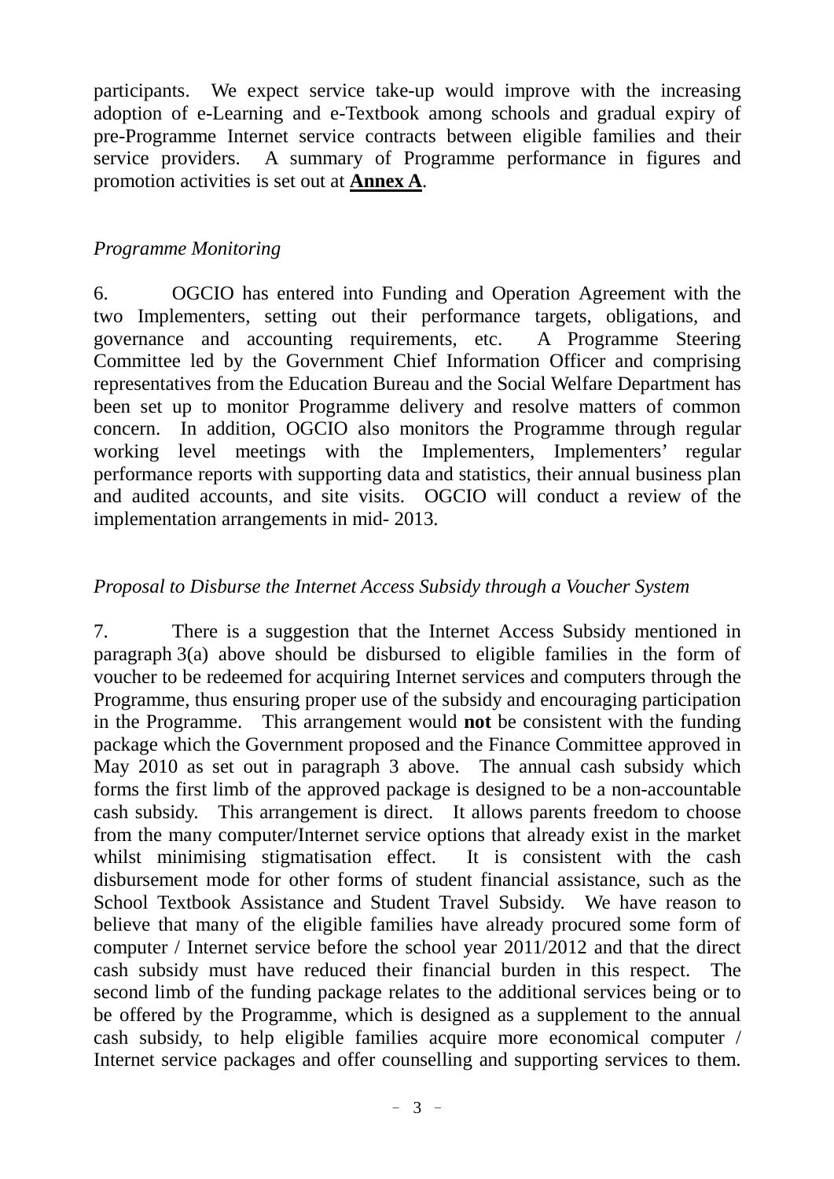participants. We expect service take-up would improve with the increasing adoption of e-Learning and e-Textbook among schools and gradual expiry of pre-Programme Internet service contracts between eligible families and their service providers. A summary of Programme performance in figures and promotion activities is set out at **Annex A**.

*Programme Monitoring*

6. OGCIO has entered into Funding and Operation Agreement with the two Implementers, setting out their performance targets, obligations, and governance and accounting requirements, etc. A Programme Steering Committee led by the Government Chief Information Officer and comprising representatives from the Education Bureau and the Social Welfare Department has been set up to monitor Programme delivery and resolve matters of common concern. In addition, OGCIO also monitors the Programme through regular working level meetings with the Implementers, Implementers' regular performance reports with supporting data and statistics, their annual business plan and audited accounts, and site visits. OGCIO will conduct a review of the implementation arrangements in mid- 2013.

*Proposal to Disburse the Internet Access Subsidy through a Voucher System*

7. There is a suggestion that the Internet Access Subsidy mentioned in paragraph 3(a) above should be disbursed to eligible families in the form of voucher to be redeemed for acquiring Internet services and computers through the Programme, thus ensuring proper use of the subsidy and encouraging participation in the Programme. This arrangement would **not** be consistent with the funding package which the Government proposed and the Finance Committee approved in May 2010 as set out in paragraph 3 above. The annual cash subsidy which forms the first limb of the approved package is designed to be a non-accountable cash subsidy. This arrangement is direct. It allows parents freedom to choose from the many computer/Internet service options that already exist in the market whilst minimising stigmatisation effect. It is consistent with the cash disbursement mode for other forms of student financial assistance, such as the School Textbook Assistance and Student Travel Subsidy. We have reason to believe that many of the eligible families have already procured some form of computer / Internet service before the school year 2011/2012 and that the direct cash subsidy must have reduced their financial burden in this respect. The second limb of the funding package relates to the additional services being or to be offered by the Programme, which is designed as a supplement to the annual cash subsidy, to help eligible families acquire more economical computer / Internet service packages and offer counselling and supporting services to them.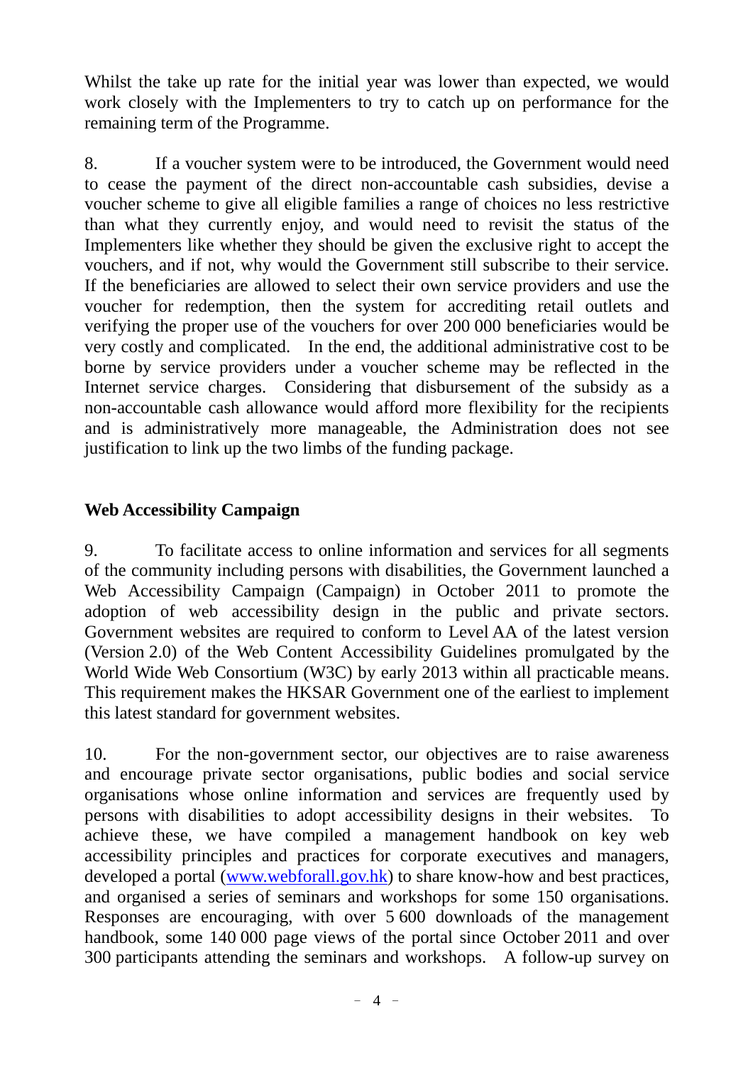Whilst the take up rate for the initial year was lower than expected, we would work closely with the Implementers to try to catch up on performance for the remaining term of the Programme.

8. If a voucher system were to be introduced, the Government would need to cease the payment of the direct non-accountable cash subsidies, devise a voucher scheme to give all eligible families a range of choices no less restrictive than what they currently enjoy, and would need to revisit the status of the Implementers like whether they should be given the exclusive right to accept the vouchers, and if not, why would the Government still subscribe to their service. If the beneficiaries are allowed to select their own service providers and use the voucher for redemption, then the system for accrediting retail outlets and verifying the proper use of the vouchers for over 200 000 beneficiaries would be very costly and complicated. In the end, the additional administrative cost to be borne by service providers under a voucher scheme may be reflected in the Internet service charges. Considering that disbursement of the subsidy as a non-accountable cash allowance would afford more flexibility for the recipients and is administratively more manageable, the Administration does not see justification to link up the two limbs of the funding package.

**Web Accessibility Campaign**

9. To facilitate access to online information and services for all segments of the community including persons with disabilities, the Government launched a Web Accessibility Campaign (Campaign) in October 2011 to promote the adoption of web accessibility design in the public and private sectors. Government websites are required to conform to Level AA of the latest version (Version 2.0) of the Web Content Accessibility Guidelines promulgated by the World Wide Web Consortium (W3C) by early 2013 within all practicable means. This requirement makes the HKSAR Government one of the earliest to implement this latest standard for government websites.

10. For the non-government sector, our objectives are to raise awareness and encourage private sector organisations, public bodies and social service organisations whose online information and services are frequently used by persons with disabilities to adopt accessibility designs in their websites. To achieve these, we have compiled a management handbook on key web accessibility principles and practices for corporate executives and managers, developed a portal ([www.webforall.gov.hk](http://www.webforall.gov.hk)) to share know-how and best practices, and organised a series of seminars and workshops for some 150 organisations. Responses are encouraging, with over 5 600 downloads of the management handbook, some 140 000 page views of the portal since October 2011 and over 300 participants attending the seminars and workshops. A follow-up survey on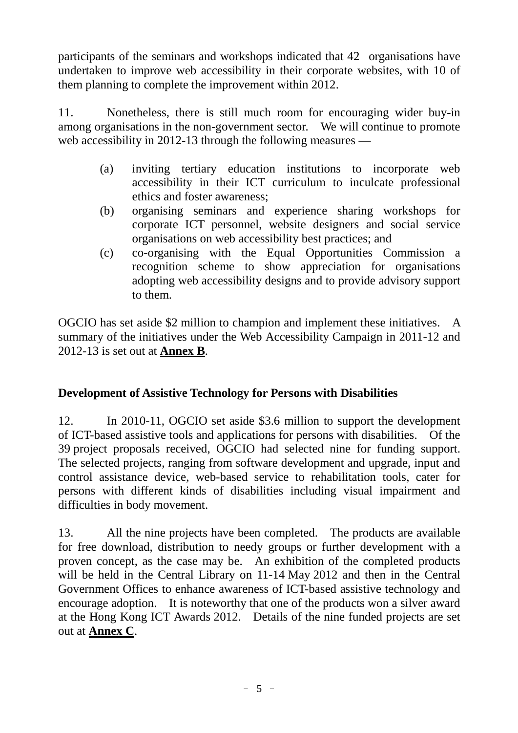participants of the seminars and workshops indicated that 42 organisations have undertaken to improve web accessibility in their corporate websites, with 10 of them planning to complete the improvement within 2012.

11. Nonetheless, there is still much room for encouraging wider buy-in among organisations in the non-government sector. We will continue to promote web accessibility in 2012-13 through the following measures —

(a) inviting tertiary education institutions to incorporate web accessibility in their ICT curriculum to inculcate professional ethics and foster awareness;

(b) organising seminars and experience sharing workshops for corporate ICT personnel, website designers and social service organisations on web accessibility best practices; and

(c) co-organising with the Equal Opportunities Commission a recognition scheme to show appreciation for organisations adopting web accessibility designs and to provide advisory support to them.

OGCIO has set aside $2 million to champion and implement these initiatives. A summary of the initiatives under the Web Accessibility Campaign in 2011-12 and 2012-13 is set out at **Annex B**.

## Development of Assistive Technology for Persons with Disabilities

12. In 2010-11, OGCIO set aside $3.6 million to support the development of ICT-based assistive tools and applications for persons with disabilities. Of the 39 project proposals received, OGCIO had selected nine for funding support. The selected projects, ranging from software development and upgrade, input and control assistance device, web-based service to rehabilitation tools, cater for persons with different kinds of disabilities including visual impairment and difficulties in body movement.

13. All the nine projects have been completed. The products are available for free download, distribution to needy groups or further development with a proven concept, as the case may be. An exhibition of the completed products will be held in the Central Library on 11-14 May 2012 and then in the Central Government Offices to enhance awareness of ICT-based assistive technology and encourage adoption. It is noteworthy that one of the products won a silver award at the Hong Kong ICT Awards 2012. Details of the nine funded projects are set out at **Annex C**.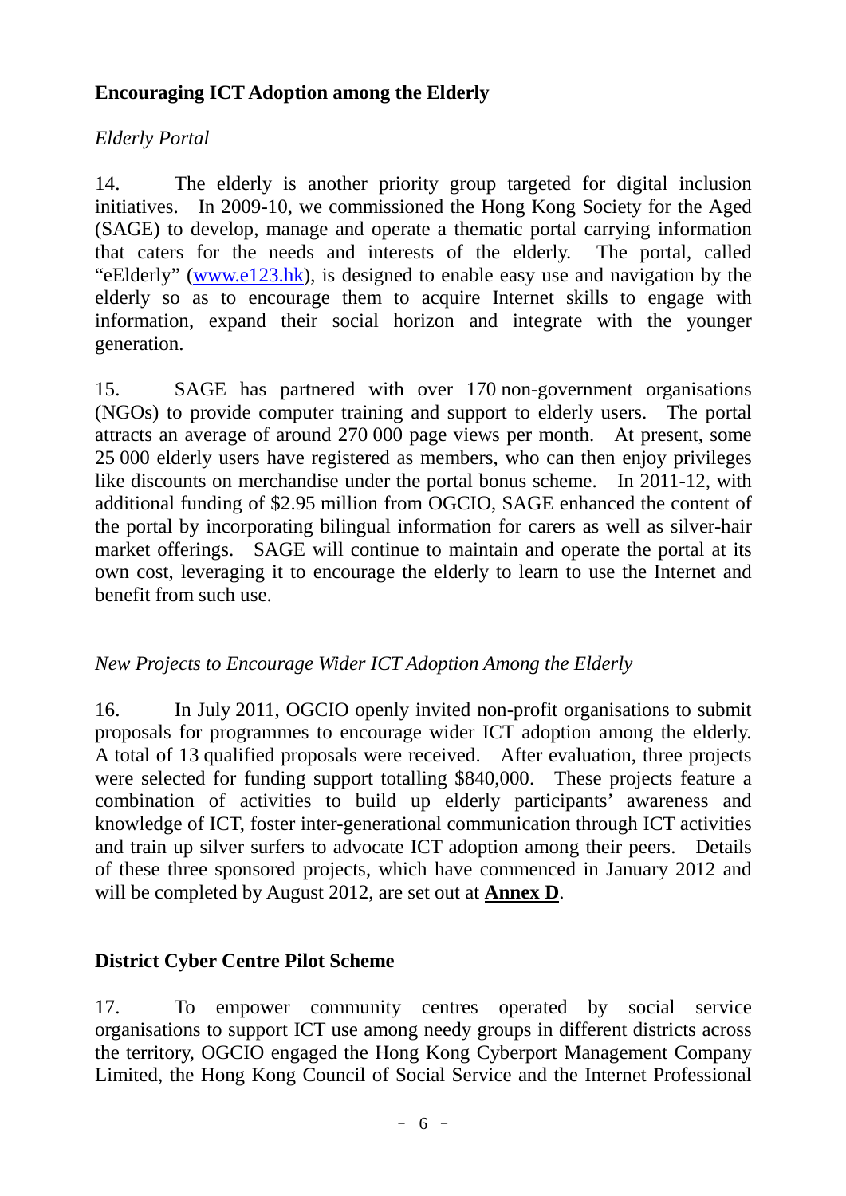**Encouraging ICT Adoption among the Elderly**

*Elderly Portal*

14. The elderly is another priority group targeted for digital inclusion initiatives. In 2009-10, we commissioned the Hong Kong Society for the Aged (SAGE) to develop, manage and operate a thematic portal carrying information that caters for the needs and interests of the elderly. The portal, called "eElderly" (www.e123.hk), is designed to enable easy use and navigation by the elderly so as to encourage them to acquire Internet skills to engage with information, expand their social horizon and integrate with the younger generation.

15. SAGE has partnered with over 170 non-government organisations (NGOs) to provide computer training and support to elderly users. The portal attracts an average of around 270 000 page views per month. At present, some 25 000 elderly users have registered as members, who can then enjoy privileges like discounts on merchandise under the portal bonus scheme. In 2011-12, with additional funding of $2.95 million from OGCIO, SAGE enhanced the content of the portal by incorporating bilingual information for carers as well as silver-hair market offerings. SAGE will continue to maintain and operate the portal at its own cost, leveraging it to encourage the elderly to learn to use the Internet and benefit from such use.

*New Projects to Encourage Wider ICT Adoption Among the Elderly*

16. In July 2011, OGCIO openly invited non-profit organisations to submit proposals for programmes to encourage wider ICT adoption among the elderly. A total of 13 qualified proposals were received. After evaluation, three projects were selected for funding support totalling $840,000. These projects feature a combination of activities to build up elderly participants' awareness and knowledge of ICT, foster inter-generational communication through ICT activities and train up silver surfers to advocate ICT adoption among their peers. Details of these three sponsored projects, which have commenced in January 2012 and will be completed by August 2012, are set out at **Annex D**.

**District Cyber Centre Pilot Scheme**

17. To empower community centres operated by social service organisations to support ICT use among needy groups in different districts across the territory, OGCIO engaged the Hong Kong Cyberport Management Company Limited, the Hong Kong Council of Social Service and the Internet Professional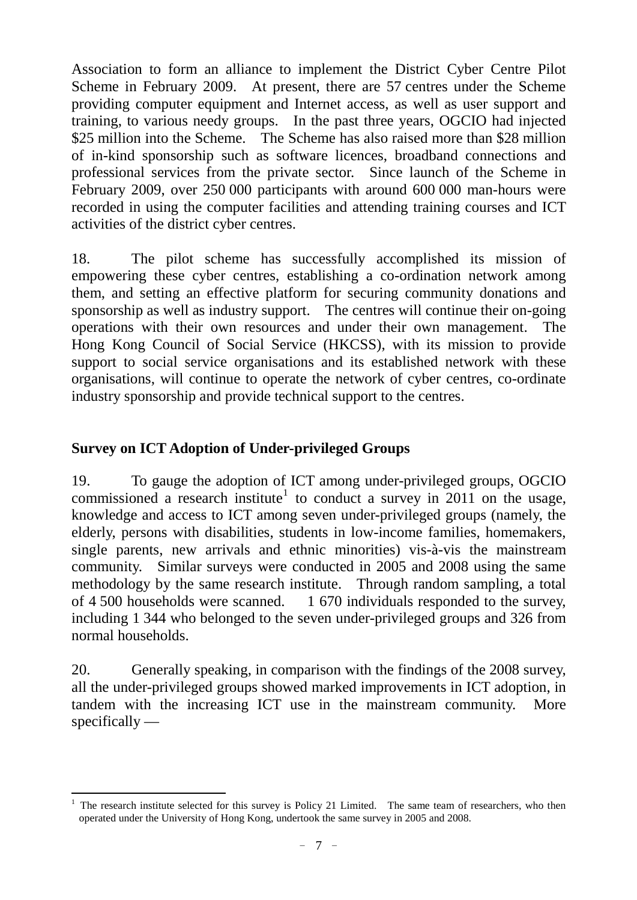Association to form an alliance to implement the District Cyber Centre Pilot Scheme in February 2009. At present, there are 57 centres under the Scheme providing computer equipment and Internet access, as well as user support and training, to various needy groups. In the past three years, OGCIO had injected $25 million into the Scheme. The Scheme has also raised more than $28 million of in-kind sponsorship such as software licences, broadband connections and professional services from the private sector. Since launch of the Scheme in February 2009, over 250 000 participants with around 600 000 man-hours were recorded in using the computer facilities and attending training courses and ICT activities of the district cyber centres.

18. The pilot scheme has successfully accomplished its mission of empowering these cyber centres, establishing a co-ordination network among them, and setting an effective platform for securing community donations and sponsorship as well as industry support. The centres will continue their on-going operations with their own resources and under their own management. The Hong Kong Council of Social Service (HKCSS), with its mission to provide support to social service organisations and its established network with these organisations, will continue to operate the network of cyber centres, co-ordinate industry sponsorship and provide technical support to the centres.

## Survey on ICT Adoption of Under-privileged Groups

19. To gauge the adoption of ICT among under-privileged groups, OGCIO commissioned a research institute[1] to conduct a survey in 2011 on the usage, knowledge and access to ICT among seven under-privileged groups (namely, the elderly, persons with disabilities, students in low-income families, homemakers, single parents, new arrivals and ethnic minorities) vis-à-vis the mainstream community. Similar surveys were conducted in 2005 and 2008 using the same methodology by the same research institute. Through random sampling, a total of 4 500 households were scanned. 1 670 individuals responded to the survey, including 1 344 who belonged to the seven under-privileged groups and 326 from normal households.

20. Generally speaking, in comparison with the findings of the 2008 survey, all the under-privileged groups showed marked improvements in ICT adoption, in tandem with the increasing ICT use in the mainstream community. More specifically —

[1] The research institute selected for this survey is Policy 21 Limited. The same team of researchers, who then operated under the University of Hong Kong, undertook the same survey in 2005 and 2008.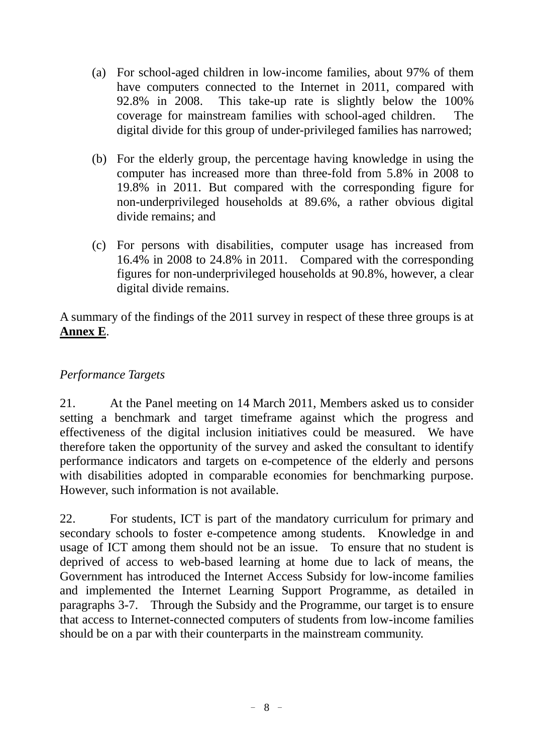(a) For school-aged children in low-income families, about 97% of them have computers connected to the Internet in 2011, compared with 92.8% in 2008. This take-up rate is slightly below the 100% coverage for mainstream families with school-aged children. The digital divide for this group of under-privileged families has narrowed;

(b) For the elderly group, the percentage having knowledge in using the computer has increased more than three-fold from 5.8% in 2008 to 19.8% in 2011. But compared with the corresponding figure for non-underprivileged households at 89.6%, a rather obvious digital divide remains; and

(c) For persons with disabilities, computer usage has increased from 16.4% in 2008 to 24.8% in 2011. Compared with the corresponding figures for non-underprivileged households at 90.8%, however, a clear digital divide remains.

A summary of the findings of the 2011 survey in respect of these three groups is at **Annex E**.

*Performance Targets*

21. At the Panel meeting on 14 March 2011, Members asked us to consider setting a benchmark and target timeframe against which the progress and effectiveness of the digital inclusion initiatives could be measured. We have therefore taken the opportunity of the survey and asked the consultant to identify performance indicators and targets on e-competence of the elderly and persons with disabilities adopted in comparable economies for benchmarking purpose. However, such information is not available.

22. For students, ICT is part of the mandatory curriculum for primary and secondary schools to foster e-competence among students. Knowledge in and usage of ICT among them should not be an issue. To ensure that no student is deprived of access to web-based learning at home due to lack of means, the Government has introduced the Internet Access Subsidy for low-income families and implemented the Internet Learning Support Programme, as detailed in paragraphs 3-7. Through the Subsidy and the Programme, our target is to ensure that access to Internet-connected computers of students from low-income families should be on a par with their counterparts in the mainstream community.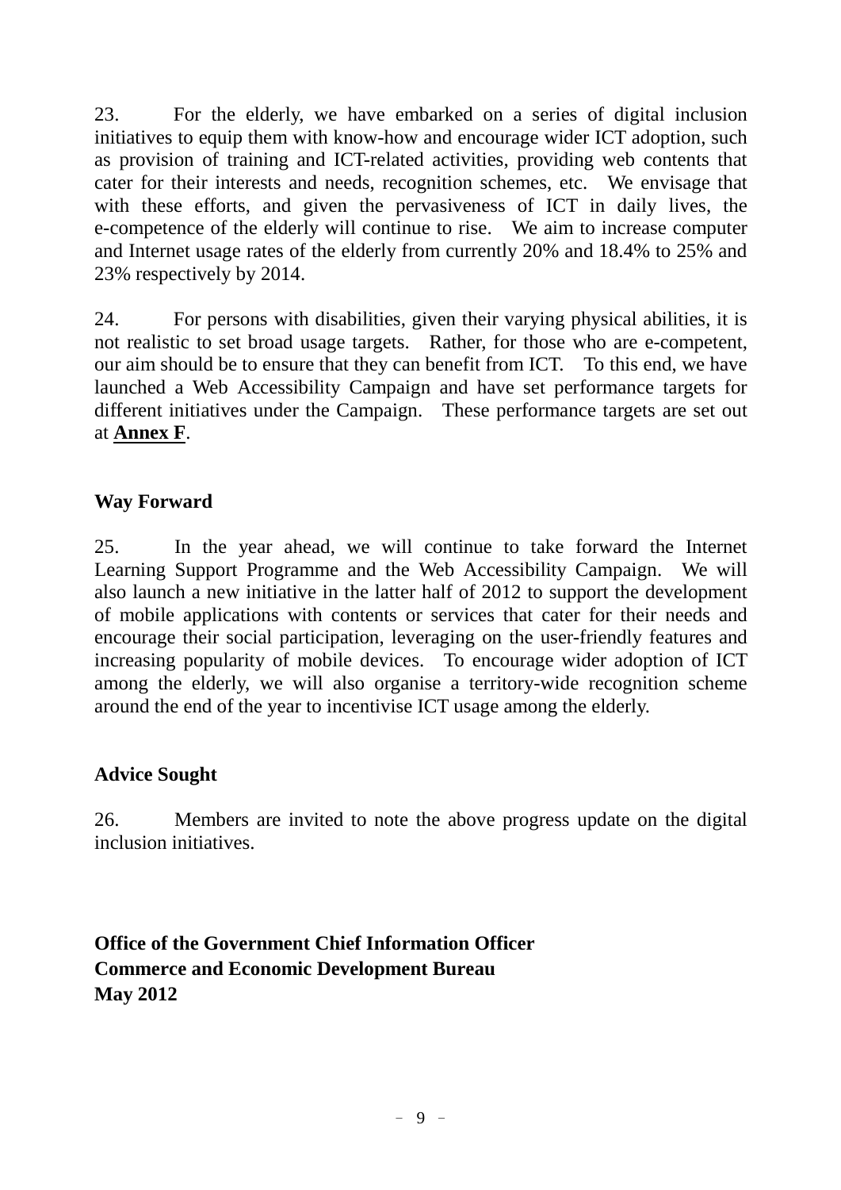23. For the elderly, we have embarked on a series of digital inclusion initiatives to equip them with know-how and encourage wider ICT adoption, such as provision of training and ICT-related activities, providing web contents that cater for their interests and needs, recognition schemes, etc. We envisage that with these efforts, and given the pervasiveness of ICT in daily lives, the e-competence of the elderly will continue to rise. We aim to increase computer and Internet usage rates of the elderly from currently 20% and 18.4% to 25% and 23% respectively by 2014.

24. For persons with disabilities, given their varying physical abilities, it is not realistic to set broad usage targets. Rather, for those who are e-competent, our aim should be to ensure that they can benefit from ICT. To this end, we have launched a Web Accessibility Campaign and have set performance targets for different initiatives under the Campaign. These performance targets are set out at **Annex F**.

## Way Forward

25. In the year ahead, we will continue to take forward the Internet Learning Support Programme and the Web Accessibility Campaign. We will also launch a new initiative in the latter half of 2012 to support the development of mobile applications with contents or services that cater for their needs and encourage their social participation, leveraging on the user-friendly features and increasing popularity of mobile devices. To encourage wider adoption of ICT among the elderly, we will also organise a territory-wide recognition scheme around the end of the year to incentivise ICT usage among the elderly.

## Advice Sought

26. Members are invited to note the above progress update on the digital inclusion initiatives.

**Office of the Government Chief Information Officer**
**Commerce and Economic Development Bureau**
**May 2012**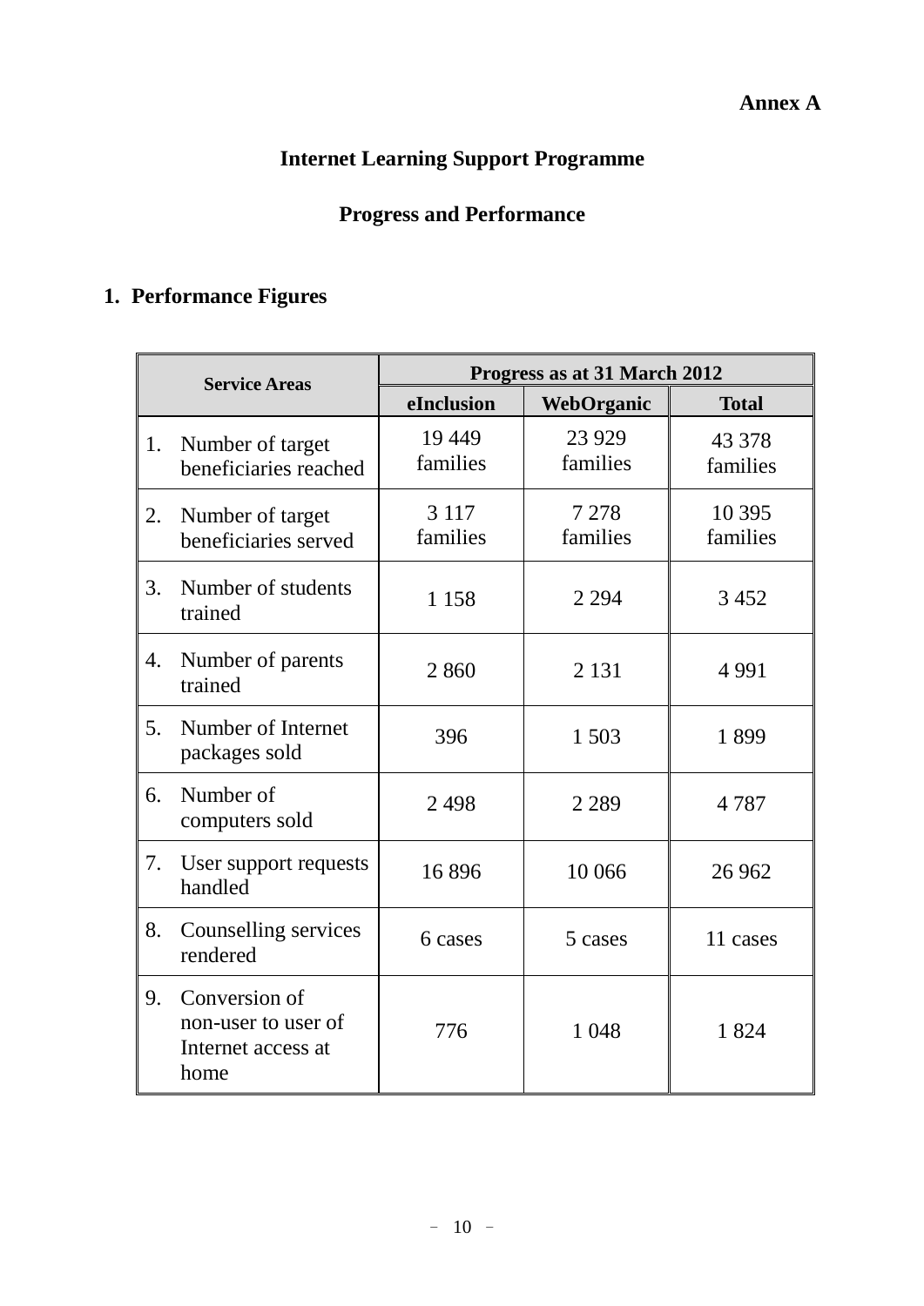**Annex A**

# Internet Learning Support Programme

## Progress and Performance

### 1. Performance Figures

| Service Areas | Progress as at 31 March 2012 | | |
|---|---|---|---|
| | eInclusion | WebOrganic | Total |
| 1. Number of target beneficiaries reached | 19 449 families | 23 929 families | 43 378 families |
| 2. Number of target beneficiaries served | 3 117 families | 7 278 families | 10 395 families |
| 3. Number of students trained | 1 158 | 2 294 | 3 452 |
| 4. Number of parents trained | 2 860 | 2 131 | 4 991 |
| 5. Number of Internet packages sold | 396 | 1 503 | 1 899 |
| 6. Number of computers sold | 2 498 | 2 289 | 4 787 |
| 7. User support requests handled | 16 896 | 10 066 | 26 962 |
| 8. Counselling services rendered | 6 cases | 5 cases | 11 cases |
| 9. Conversion of non-user to user of Internet access at home | 776 | 1 048 | 1 824 |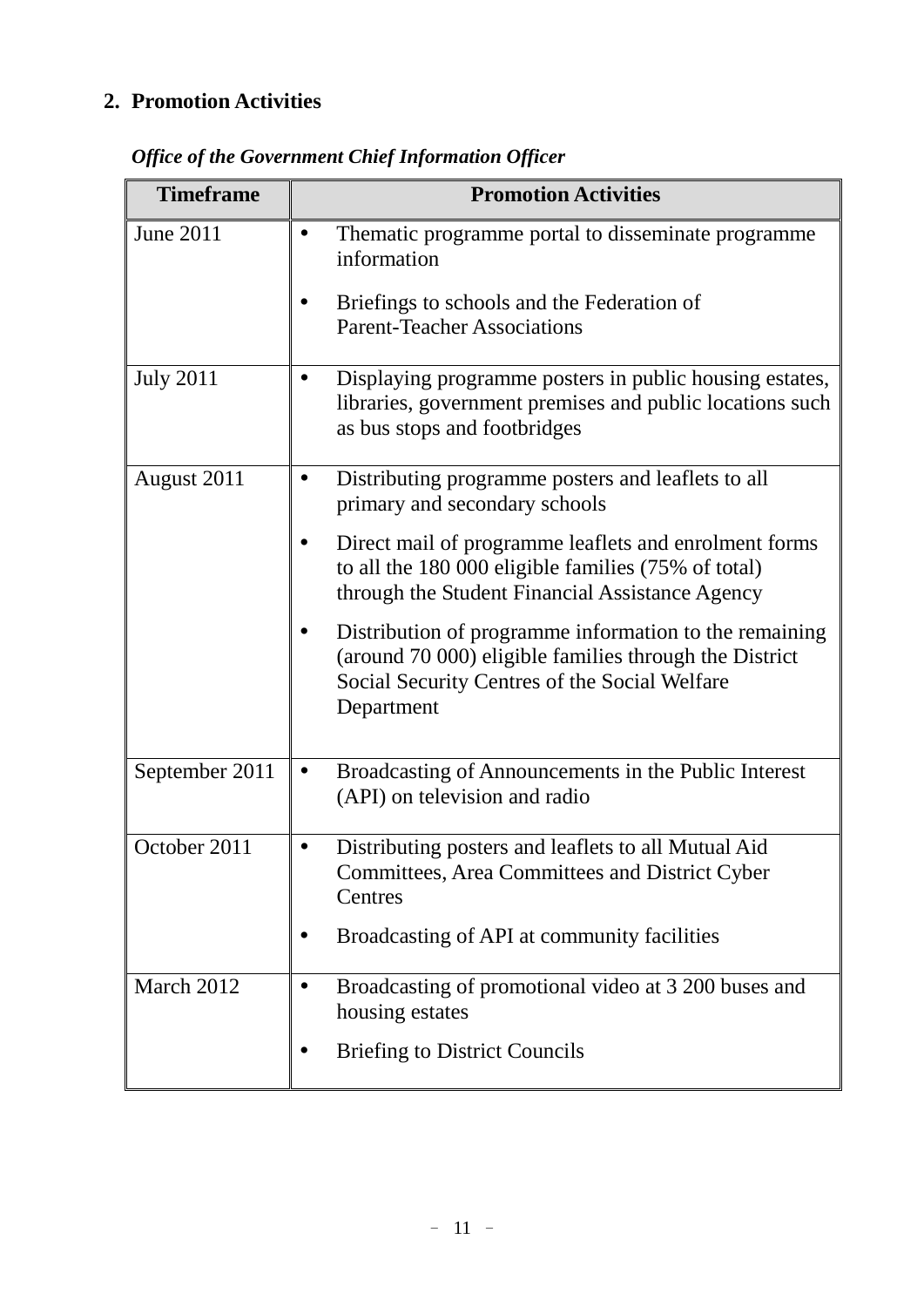## 2. Promotion Activities

***Office of the Government Chief Information Officer***

| Timeframe | Promotion Activities |
|---|---|
| June 2011 | • Thematic programme portal to disseminate programme information<br>• Briefings to schools and the Federation of Parent-Teacher Associations |
| July 2011 | • Displaying programme posters in public housing estates, libraries, government premises and public locations such as bus stops and footbridges |
| August 2011 | • Distributing programme posters and leaflets to all primary and secondary schools<br>• Direct mail of programme leaflets and enrolment forms to all the 180 000 eligible families (75% of total) through the Student Financial Assistance Agency<br>• Distribution of programme information to the remaining (around 70 000) eligible families through the District Social Security Centres of the Social Welfare Department |
| September 2011 | • Broadcasting of Announcements in the Public Interest (API) on television and radio |
| October 2011 | • Distributing posters and leaflets to all Mutual Aid Committees, Area Committees and District Cyber Centres<br>• Broadcasting of API at community facilities |
| March 2012 | • Broadcasting of promotional video at 3 200 buses and housing estates<br>• Briefing to District Councils |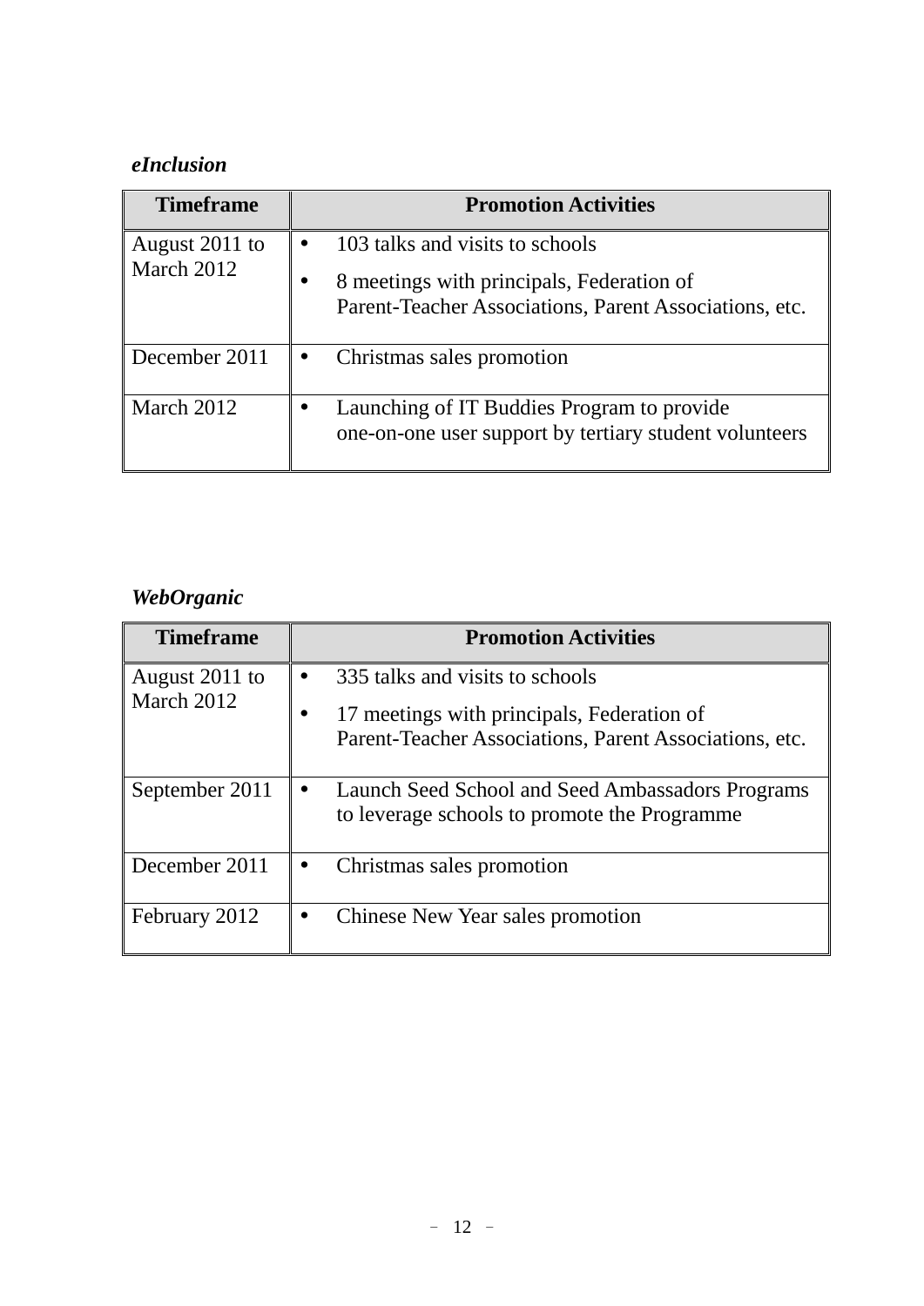***eInclusion***

| Timeframe | Promotion Activities |
|---|---|
| August 2011 to March 2012 | • 103 talks and visits to schools<br>• 8 meetings with principals, Federation of Parent-Teacher Associations, Parent Associations, etc. |
| December 2011 | • Christmas sales promotion |
| March 2012 | • Launching of IT Buddies Program to provide one-on-one user support by tertiary student volunteers |

***WebOrganic***

| Timeframe | Promotion Activities |
|---|---|
| August 2011 to March 2012 | • 335 talks and visits to schools<br>• 17 meetings with principals, Federation of Parent-Teacher Associations, Parent Associations, etc. |
| September 2011 | • Launch Seed School and Seed Ambassadors Programs to leverage schools to promote the Programme |
| December 2011 | • Christmas sales promotion |
| February 2012 | • Chinese New Year sales promotion |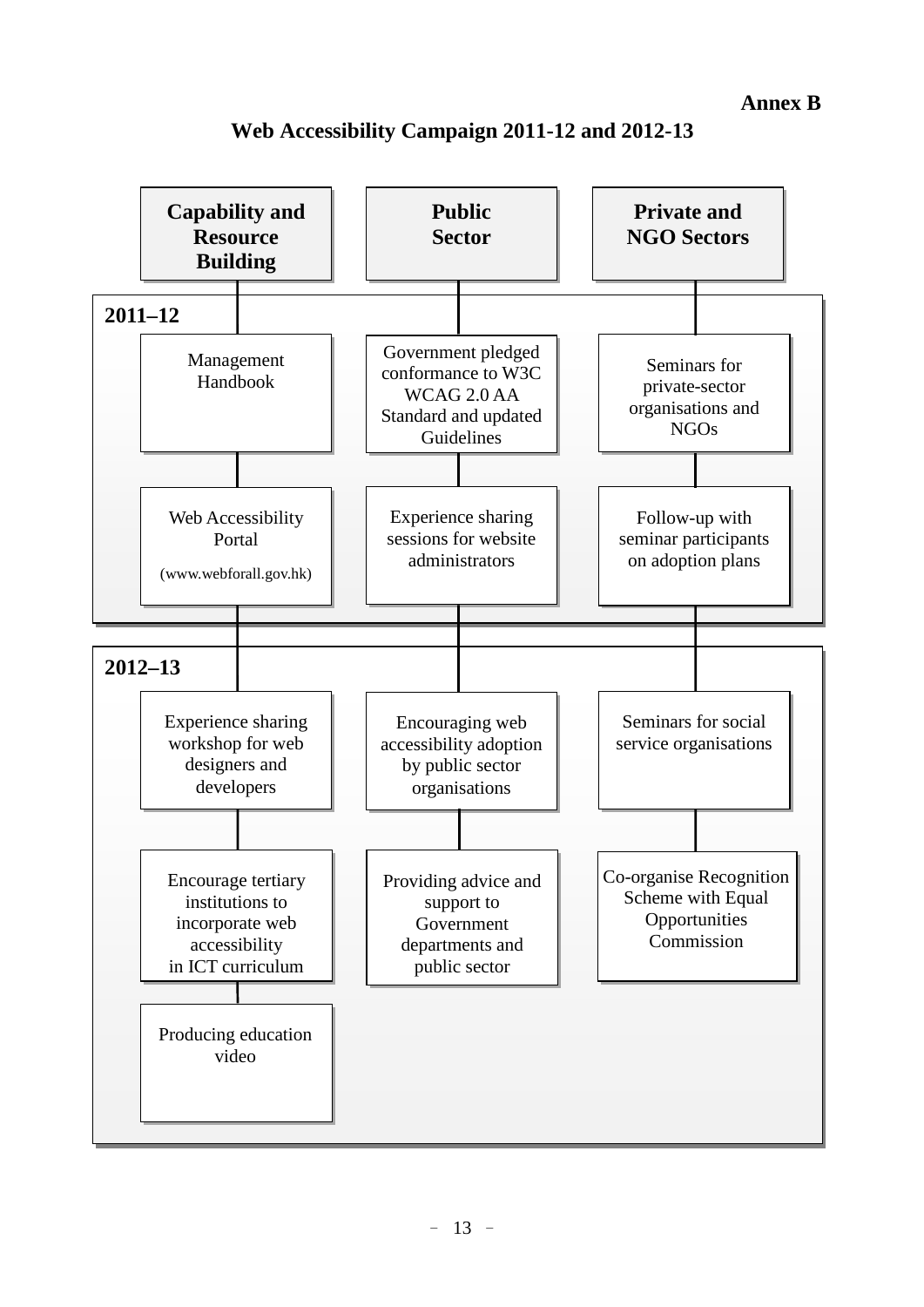**Annex B**

# Web Accessibility Campaign 2011-12 and 2012-13

| | Capability and Resource Building | Public Sector | Private and NGO Sectors |
|---|---|---|---|
| **2011–12** | Management Handbook | Government pledged conformance to W3C WCAG 2.0 AA Standard and updated Guidelines | Seminars for private-sector organisations and NGOs |
| | Web Accessibility Portal (www.webforall.gov.hk) | Experience sharing sessions for website administrators | Follow-up with seminar participants on adoption plans |
| **2012–13** | Experience sharing workshop for web designers and developers | Encouraging web accessibility adoption by public sector organisations | Seminars for social service organisations |
| | Encourage tertiary institutions to incorporate web accessibility in ICT curriculum | Providing advice and support to Government departments and public sector | Co-organise Recognition Scheme with Equal Opportunities Commission |
| | Producing education video | | |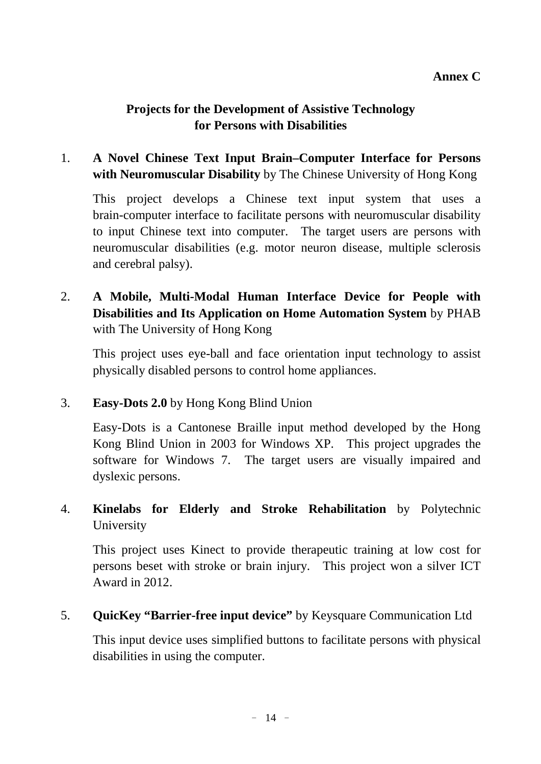**Annex C**

## Projects for the Development of Assistive Technology for Persons with Disabilities

1. **A Novel Chinese Text Input Brain–Computer Interface for Persons with Neuromuscular Disability** by The Chinese University of Hong Kong

   This project develops a Chinese text input system that uses a brain-computer interface to facilitate persons with neuromuscular disability to input Chinese text into computer. The target users are persons with neuromuscular disabilities (e.g. motor neuron disease, multiple sclerosis and cerebral palsy).

2. **A Mobile, Multi-Modal Human Interface Device for People with Disabilities and Its Application on Home Automation System** by PHAB with The University of Hong Kong

   This project uses eye-ball and face orientation input technology to assist physically disabled persons to control home appliances.

3. **Easy-Dots 2.0** by Hong Kong Blind Union

   Easy-Dots is a Cantonese Braille input method developed by the Hong Kong Blind Union in 2003 for Windows XP. This project upgrades the software for Windows 7. The target users are visually impaired and dyslexic persons.

4. **Kinelabs for Elderly and Stroke Rehabilitation** by Polytechnic University

   This project uses Kinect to provide therapeutic training at low cost for persons beset with stroke or brain injury. This project won a silver ICT Award in 2012.

5. **QuicKey "Barrier-free input device"** by Keysquare Communication Ltd

   This input device uses simplified buttons to facilitate persons with physical disabilities in using the computer.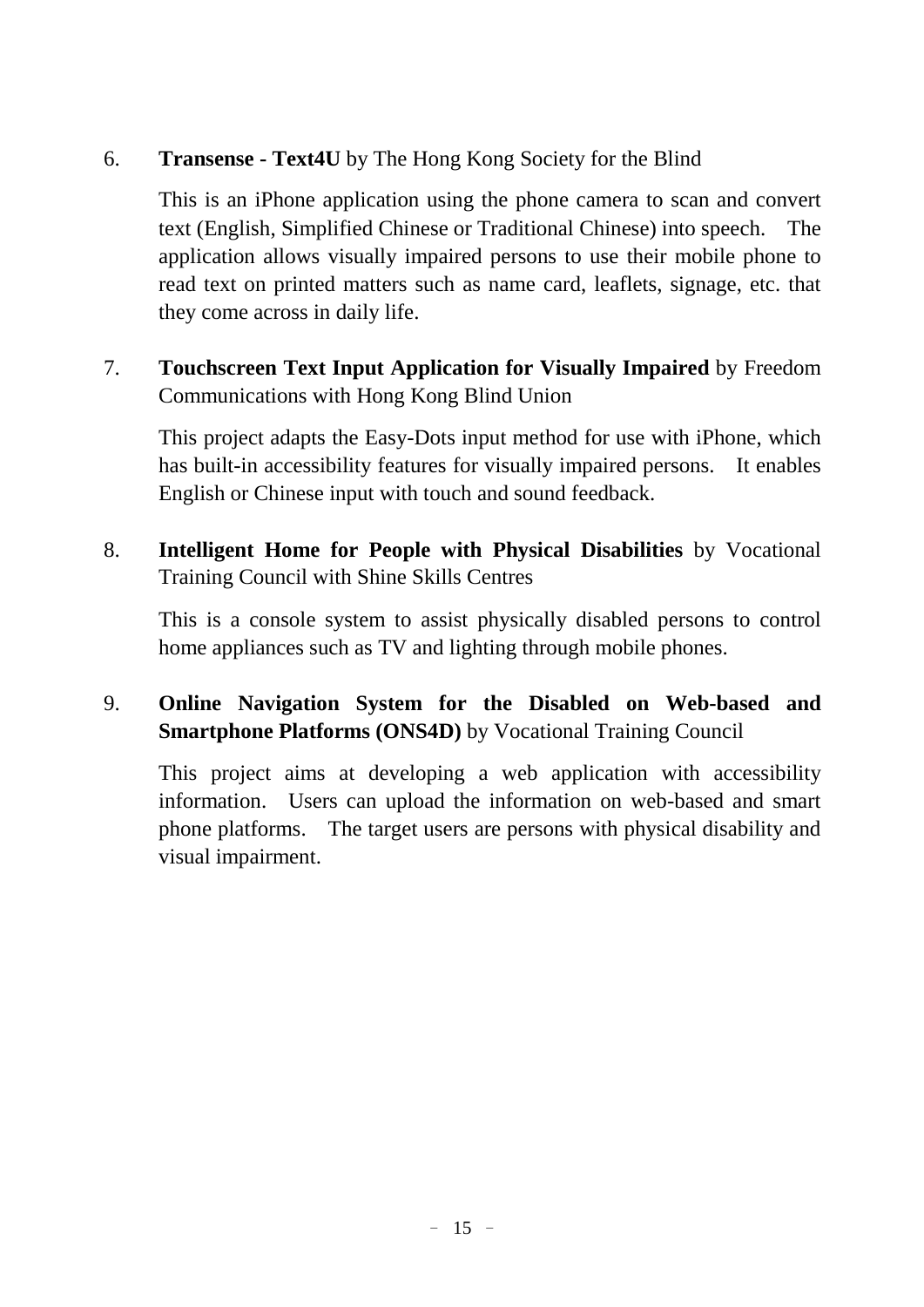6. **Transense - Text4U** by The Hong Kong Society for the Blind

   This is an iPhone application using the phone camera to scan and convert text (English, Simplified Chinese or Traditional Chinese) into speech. The application allows visually impaired persons to use their mobile phone to read text on printed matters such as name card, leaflets, signage, etc. that they come across in daily life.

7. **Touchscreen Text Input Application for Visually Impaired** by Freedom Communications with Hong Kong Blind Union

   This project adapts the Easy-Dots input method for use with iPhone, which has built-in accessibility features for visually impaired persons. It enables English or Chinese input with touch and sound feedback.

8. **Intelligent Home for People with Physical Disabilities** by Vocational Training Council with Shine Skills Centres

   This is a console system to assist physically disabled persons to control home appliances such as TV and lighting through mobile phones.

9. **Online Navigation System for the Disabled on Web-based and Smartphone Platforms (ONS4D)** by Vocational Training Council

   This project aims at developing a web application with accessibility information. Users can upload the information on web-based and smart phone platforms. The target users are persons with physical disability and visual impairment.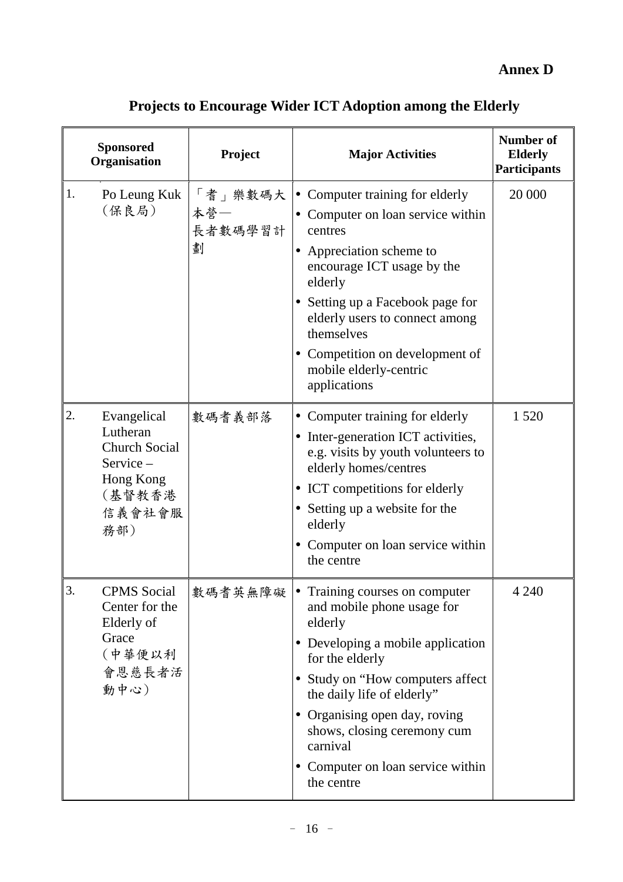**Annex D**

## Projects to Encourage Wider ICT Adoption among the Elderly

| Sponsored Organisation | Project | Major Activities | Number of Elderly Participants |
|---|---|---|---|
| 1. Po Leung Kuk (保良局) | 「耆」樂數碼大本營— 長者數碼學習計劃 | • Computer training for elderly<br>• Computer on loan service within centres<br>• Appreciation scheme to encourage ICT usage by the elderly<br>• Setting up a Facebook page for elderly users to connect among themselves<br>• Competition on development of mobile elderly-centric applications | 20 000 |
| 2. Evangelical Lutheran Church Social Service – Hong Kong (基督教香港信義會社會服務部) | 數碼耆義部落 | • Computer training for elderly<br>• Inter-generation ICT activities, e.g. visits by youth volunteers to elderly homes/centres<br>• ICT competitions for elderly<br>• Setting up a website for the elderly<br>• Computer on loan service within the centre | 1 520 |
| 3. CPMS Social Center for the Elderly of Grace (中華便以利會恩慈長者活動中心) | 數碼耆英無障礙 | • Training courses on computer and mobile phone usage for elderly<br>• Developing a mobile application for the elderly<br>• Study on "How computers affect the daily life of elderly"<br>• Organising open day, roving shows, closing ceremony cum carnival<br>• Computer on loan service within the centre | 4 240 |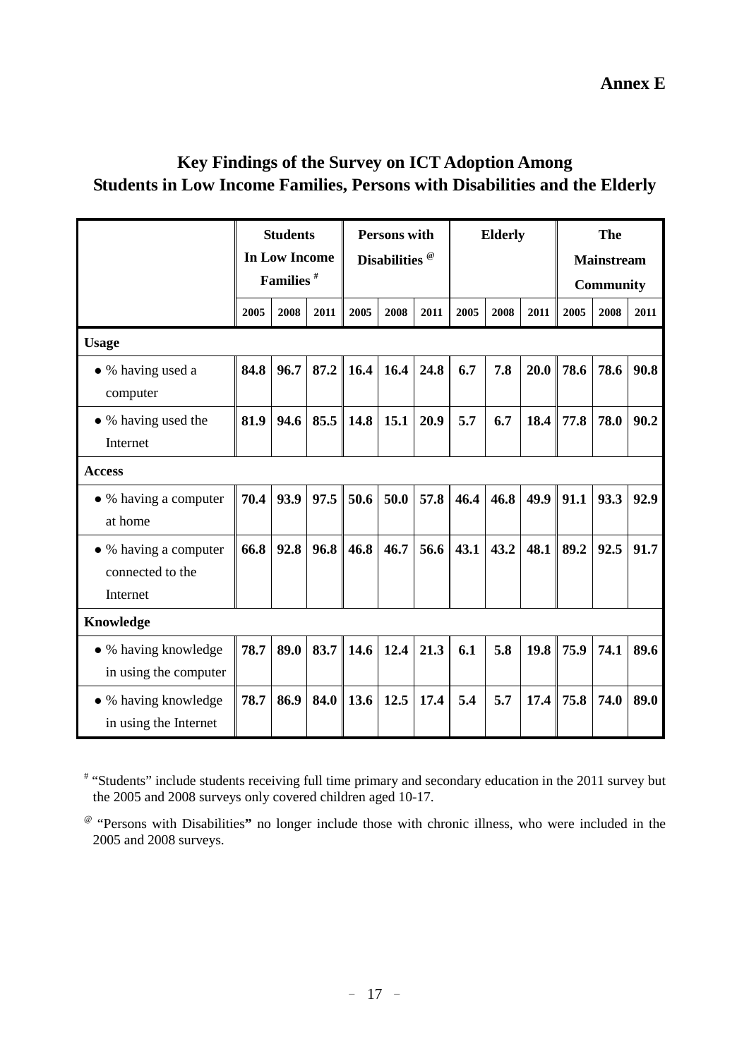**Annex E**

# Key Findings of the Survey on ICT Adoption Among Students in Low Income Families, Persons with Disabilities and the Elderly

| | Students In Low Income Families # | | | Persons with Disabilities @ | | | Elderly | | | The Mainstream Community | | |
|---|---|---|---|---|---|---|---|---|---|---|---|---|
| | 2005 | 2008 | 2011 | 2005 | 2008 | 2011 | 2005 | 2008 | 2011 | 2005 | 2008 | 2011 |
| **Usage** | | | | | | | | | | | | |
| ● % having used a computer | **84.8** | **96.7** | **87.2** | **16.4** | **16.4** | **24.8** | **6.7** | **7.8** | **20.0** | **78.6** | **78.6** | **90.8** |
| ● % having used the Internet | **81.9** | **94.6** | **85.5** | **14.8** | **15.1** | **20.9** | **5.7** | **6.7** | **18.4** | **77.8** | **78.0** | **90.2** |
| **Access** | | | | | | | | | | | | |
| ● % having a computer at home | **70.4** | **93.9** | **97.5** | **50.6** | **50.0** | **57.8** | **46.4** | **46.8** | **49.9** | **91.1** | **93.3** | **92.9** |
| ● % having a computer connected to the Internet | **66.8** | **92.8** | **96.8** | **46.8** | **46.7** | **56.6** | **43.1** | **43.2** | **48.1** | **89.2** | **92.5** | **91.7** |
| **Knowledge** | | | | | | | | | | | | |
| ● % having knowledge in using the computer | **78.7** | **89.0** | **83.7** | **14.6** | **12.4** | **21.3** | **6.1** | **5.8** | **19.8** | **75.9** | **74.1** | **89.6** |
| ● % having knowledge in using the Internet | **78.7** | **86.9** | **84.0** | **13.6** | **12.5** | **17.4** | **5.4** | **5.7** | **17.4** | **75.8** | **74.0** | **89.0** |

# "Students" include students receiving full time primary and secondary education in the 2011 survey but the 2005 and 2008 surveys only covered children aged 10-17.

@ "Persons with Disabilities" no longer include those with chronic illness, who were included in the 2005 and 2008 surveys.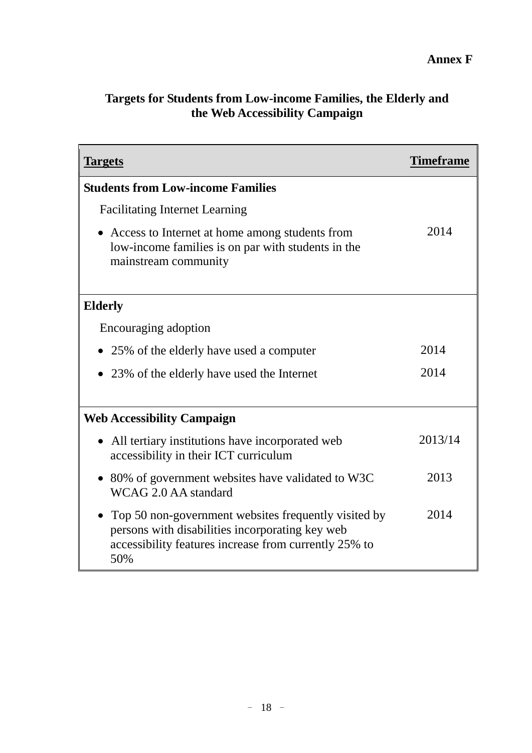**Annex F**

## Targets for Students from Low-income Families, the Elderly and the Web Accessibility Campaign

| **Targets** | **Timeframe** |
|---|---|
| **Students from Low-income Families** | |
| Facilitating Internet Learning | |
| • Access to Internet at home among students from low-income families is on par with students in the mainstream community | 2014 |
| **Elderly** | |
| Encouraging adoption | |
| • 25% of the elderly have used a computer | 2014 |
| • 23% of the elderly have used the Internet | 2014 |
| **Web Accessibility Campaign** | |
| • All tertiary institutions have incorporated web accessibility in their ICT curriculum | 2013/14 |
| • 80% of government websites have validated to W3C WCAG 2.0 AA standard | 2013 |
| • Top 50 non-government websites frequently visited by persons with disabilities incorporating key web accessibility features increase from currently 25% to 50% | 2014 |